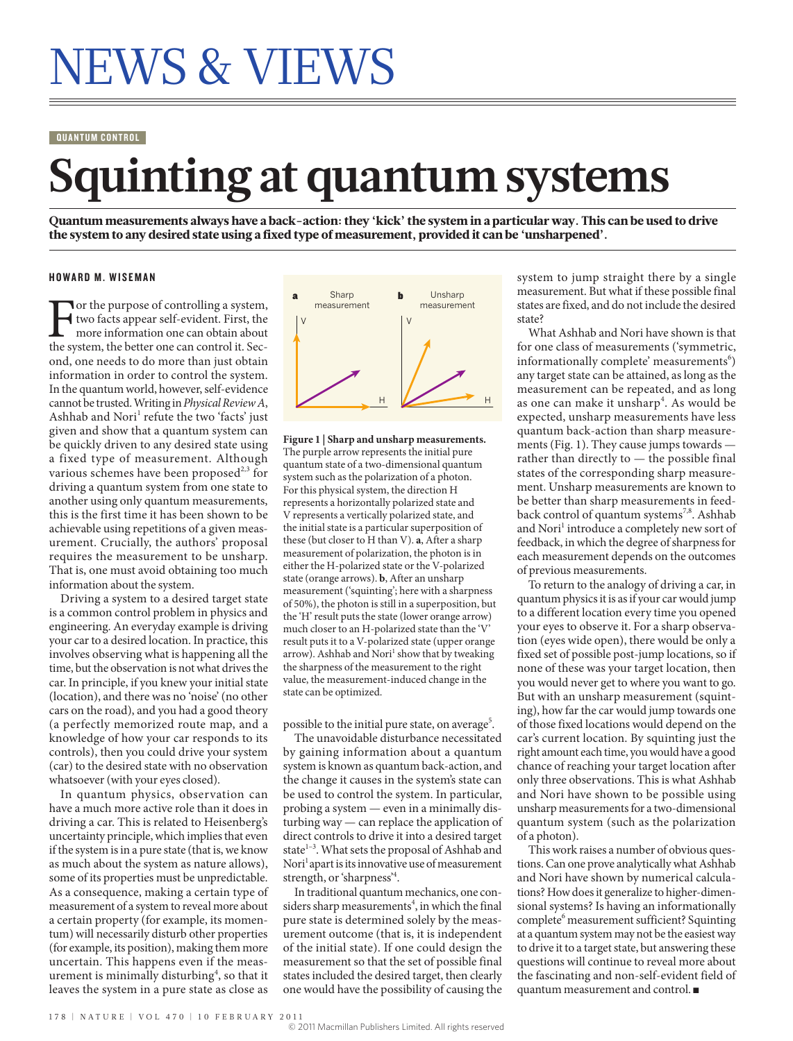# NEWS & VIEWS

QUANTUM CONTROL

# Squinting at quantum systems

**Quantum measurements always have a back-action: they 'kick' the system in a particular way. This can be used to drive the system to any desired state using a fixed type of measurement, provided it can be 'unsharpened'.**

HOWARD M. WISEMAN

For the purpose of controlling a system, two facts appear self-evident. First, the more information one can obtain about the system, the better one can control it. Second, one needs to do more than just obtain information in order to control the system. In the quantum world, however, self-evidence cannot be trusted. Writing in *Physical Review A*, Ashhab and Nori[1] refute the two 'facts' just given and show that a quantum system can be quickly driven to any desired state using a fixed type of measurement. Although various schemes have been proposed[2,3] for driving a quantum system from one state to another using only quantum measurements, this is the first time it has been shown to be achievable using repetitions of a given measurement. Crucially, the authors' proposal requires the measurement to be unsharp. That is, one must avoid obtaining too much information about the system.

Driving a system to a desired target state is a common control problem in physics and engineering. An everyday example is driving your car to a desired location. In practice, this involves observing what is happening all the time, but the observation is not what drives the car. In principle, if you knew your initial state (location), and there was no 'noise' (no other cars on the road), and you had a good theory (a perfectly memorized route map, and a knowledge of how your car responds to its controls), then you could drive your system (car) to the desired state with no observation whatsoever (with your eyes closed).

In quantum physics, observation can have a much more active role than it does in driving a car. This is related to Heisenberg's uncertainty principle, which implies that even if the system is in a pure state (that is, we know as much about the system as nature allows), some of its properties must be unpredictable. As a consequence, making a certain type of measurement of a system to reveal more about a certain property (for example, its momentum) will necessarily disturb other properties (for example, its position), making them more uncertain. This happens even if the measurement is minimally disturbing[4], so that it leaves the system in a pure state as close as possible to the initial pure state, on average[5].

a Sharp measurement
V
H

b Unsharp measurement
V
H

**Figure 1 | Sharp and unsharp measurements.** The purple arrow represents the initial pure quantum state of a two-dimensional quantum system such as the polarization of a photon. For this physical system, the direction H represents a horizontally polarized state and V represents a vertically polarized state, and the initial state is a particular superposition of these (but closer to H than V). **a**, After a sharp measurement of polarization, the photon is in either the H-polarized state or the V-polarized state (orange arrows). **b**, After an unsharp measurement ('squinting'; here with a sharpness of 50%), the photon is still in a superposition, but the 'H' result puts the state (lower orange arrow) much closer to an H-polarized state than the 'V' result puts it to a V-polarized state (upper orange arrow). Ashhab and Nori[1] show that by tweaking the sharpness of the measurement to the right value, the measurement-induced change in the state can be optimized.

The unavoidable disturbance necessitated by gaining information about a quantum system is known as quantum back-action, and the change it causes in the system's state can be used to control the system. In particular, probing a system — even in a minimally disturbing way — can replace the application of direct controls to drive it into a desired target state[1–3]. What sets the proposal of Ashhab and Nori[1] apart is its innovative use of measurement strength, or 'sharpness'[4].

In traditional quantum mechanics, one considers sharp measurements[4], in which the final pure state is determined solely by the measurement outcome (that is, it is independent of the initial state). If one could design the measurement so that the set of possible final states included the desired target, then clearly one would have the possibility of causing the system to jump straight there by a single measurement. But what if these possible final states are fixed, and do not include the desired state?

What Ashhab and Nori have shown is that for one class of measurements ('symmetric, informationally complete' measurements[6]) any target state can be attained, as long as the measurement can be repeated, and as long as one can make it unsharp[4]. As would be expected, unsharp measurements have less quantum back-action than sharp measurements (Fig. 1). They cause jumps towards — rather than directly to — the possible final states of the corresponding sharp measurement. Unsharp measurements are known to be better than sharp measurements in feedback control of quantum systems[7,8]. Ashhab and Nori[1] introduce a completely new sort of feedback, in which the degree of sharpness for each measurement depends on the outcomes of previous measurements.

To return to the analogy of driving a car, in quantum physics it is as if your car would jump to a different location every time you opened your eyes to observe it. For a sharp observation (eyes wide open), there would be only a fixed set of possible post-jump locations, so if none of these was your target location, then you would never get to where you want to go. But with an unsharp measurement (squinting), how far the car would jump towards one of those fixed locations would depend on the car's current location. By squinting just the right amount each time, you would have a good chance of reaching your target location after only three observations. This is what Ashhab and Nori have shown to be possible using unsharp measurements for a two-dimensional quantum system (such as the polarization of a photon).

This work raises a number of obvious questions. Can one prove analytically what Ashhab and Nori have shown by numerical calculations? How does it generalize to higher-dimensional systems? Is having an informationally complete[6] measurement sufficient? Squinting at a quantum system may not be the easiest way to drive it to a target state, but answering these questions will continue to reveal more about the fascinating and non-self-evident field of quantum measurement and control. ■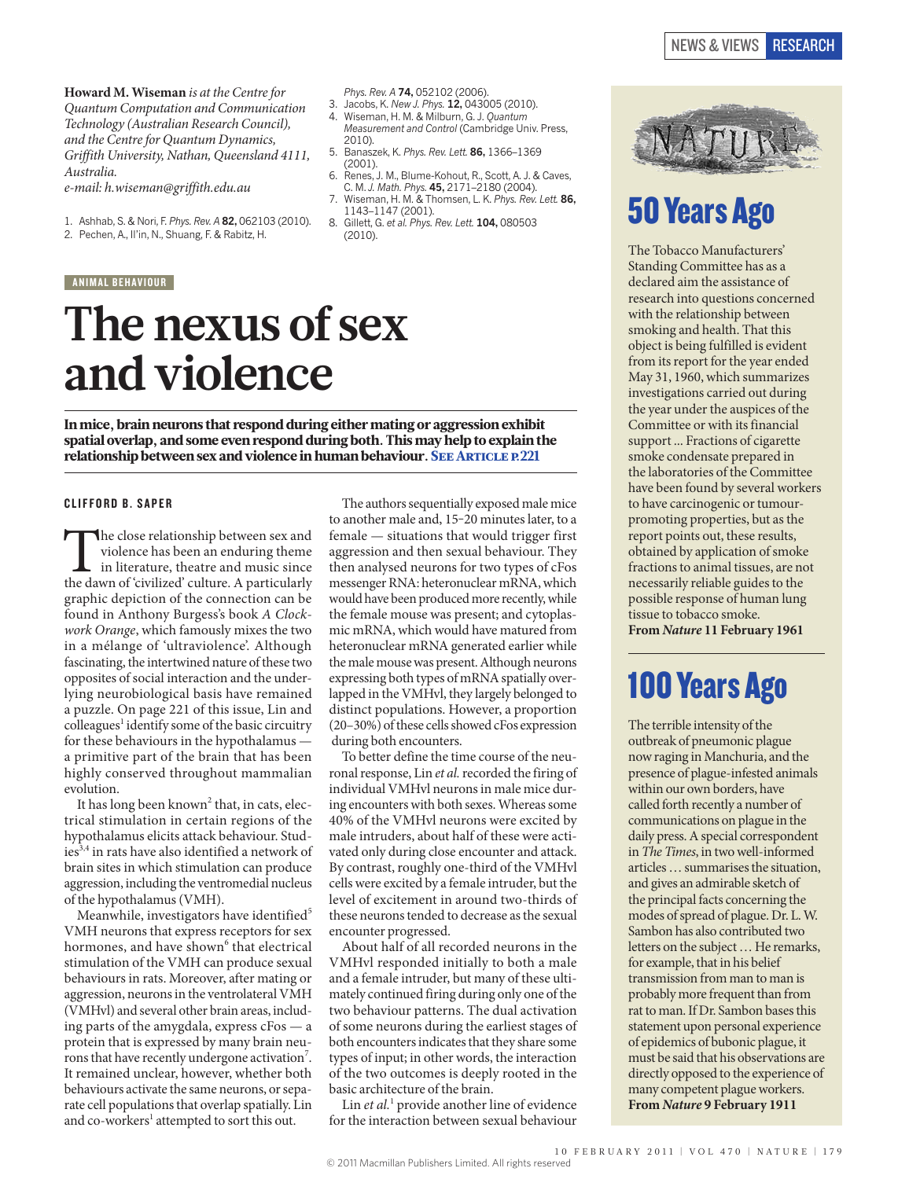**Howard M. Wiseman** *is at the Centre for Quantum Computation and Communication Technology (Australian Research Council), and the Centre for Quantum Dynamics, Griffith University, Nathan, Queensland 4111, Australia.*
*e-mail: h.wiseman@griffith.edu.au*

1. Ashhab, S. & Nori, F. *Phys. Rev. A* **82,** 062103 (2010).
2. Pechen, A., Il'in, N., Shuang, F. & Rabitz, H. *Phys. Rev. A* **74,** 052102 (2006).
3. Jacobs, K. *New J. Phys.* **12,** 043005 (2010).
4. Wiseman, H. M. & Milburn, G. J. *Quantum Measurement and Control* (Cambridge Univ. Press, 2010).
5. Banaszek, K. *Phys. Rev. Lett.* **86,** 1366–1369 (2001).
6. Renes, J. M., Blume-Kohout, R., Scott, A. J. & Caves, C. M. *J. Math. Phys.* **45,** 2171–2180 (2004).
7. Wiseman, H. M. & Thomsen, L. K. *Phys. Rev. Lett.* **86,** 1143–1147 (2001).
8. Gillett, G. *et al. Phys. Rev. Lett.* **104,** 080503 (2010).

ANIMAL BEHAVIOUR

# The nexus of sex and violence

**In mice, brain neurons that respond during either mating or aggression exhibit spatial overlap, and some even respond during both. This may help to explain the relationship between sex and violence in human behaviour. See Article p.221**

CLIFFORD B. SAPER

The close relationship between sex and violence has been an enduring theme in literature, theatre and music since the dawn of 'civilized' culture. A particularly graphic depiction of the connection can be found in Anthony Burgess's book *A Clockwork Orange*, which famously mixes the two in a mélange of 'ultraviolence'. Although fascinating, the intertwined nature of these two opposites of social interaction and the underlying neurobiological basis have remained a puzzle. On page 221 of this issue, Lin and colleagues[1] identify some of the basic circuitry for these behaviours in the hypothalamus — a primitive part of the brain that has been highly conserved throughout mammalian evolution.

It has long been known[2] that, in cats, electrical stimulation in certain regions of the hypothalamus elicits attack behaviour. Studies[3,4] in rats have also identified a network of brain sites in which stimulation can produce aggression, including the ventromedial nucleus of the hypothalamus (VMH).

Meanwhile, investigators have identified[5] VMH neurons that express receptors for sex hormones, and have shown[6] that electrical stimulation of the VMH can produce sexual behaviours in rats. Moreover, after mating or aggression, neurons in the ventrolateral VMH (VMHvl) and several other brain areas, including parts of the amygdala, express cFos — a protein that is expressed by many brain neurons that have recently undergone activation[7]. It remained unclear, however, whether both behaviours activate the same neurons, or separate cell populations that overlap spatially. Lin and co-workers[1] attempted to sort this out.

The authors sequentially exposed male mice to another male and, 15–20 minutes later, to a female — situations that would trigger first aggression and then sexual behaviour. They then analysed neurons for two types of cFos messenger RNA: heteronuclear mRNA, which would have been produced more recently, while the female mouse was present; and cytoplasmic mRNA, which would have matured from heteronuclear mRNA generated earlier while the male mouse was present. Although neurons expressing both types of mRNA spatially overlapped in the VMHvl, they largely belonged to distinct populations. However, a proportion (20–30%) of these cells showed cFos expression during both encounters.

To better define the time course of the neuronal response, Lin *et al.* recorded the firing of individual VMHvl neurons in male mice during encounters with both sexes. Whereas some 40% of the VMHvl neurons were excited by male intruders, about half of these were activated only during close encounter and attack. By contrast, roughly one-third of the VMHvl cells were excited by a female intruder, but the level of excitement in around two-thirds of these neurons tended to decrease as the sexual encounter progressed.

About half of all recorded neurons in the VMHvl responded initially to both a male and a female intruder, but many of these ultimately continued firing during only one of the two behaviour patterns. The dual activation of some neurons during the earliest stages of both encounters indicates that they share some types of input; in other words, the interaction of the two outcomes is deeply rooted in the basic architecture of the brain.

Lin *et al.*[1] provide another line of evidence for the interaction between sexual behaviour

# 50 Years Ago

The Tobacco Manufacturers' Standing Committee has as a declared aim the assistance of research into questions concerned with the relationship between smoking and health. That this object is being fulfilled is evident from its report for the year ended May 31, 1960, which summarizes investigations carried out during the year under the auspices of the Committee or with its financial support ... Fractions of cigarette smoke condensate prepared in the laboratories of the Committee have been found by several workers to have carcinogenic or tumour-promoting properties, but as the report points out, these results, obtained by application of smoke fractions to animal tissues, are not necessarily reliable guides to the possible response of human lung tissue to tobacco smoke.
**From *Nature* 11 February 1961**

# 100 Years Ago

The terrible intensity of the outbreak of pneumonic plague now raging in Manchuria, and the presence of plague-infested animals within our own borders, have called forth recently a number of communications on plague in the daily press. A special correspondent in *The Times*, in two well-informed articles ... summarises the situation, and gives an admirable sketch of the principal facts concerning the modes of spread of plague. Dr. L. W. Sambon has also contributed two letters on the subject ... He remarks, for example, that in his belief transmission from man to man is probably more frequent than from rat to man. If Dr. Sambon bases this statement upon personal experience of epidemics of bubonic plague, it must be said that his observations are directly opposed to the experience of many competent plague workers.
**From *Nature* 9 February 1911**